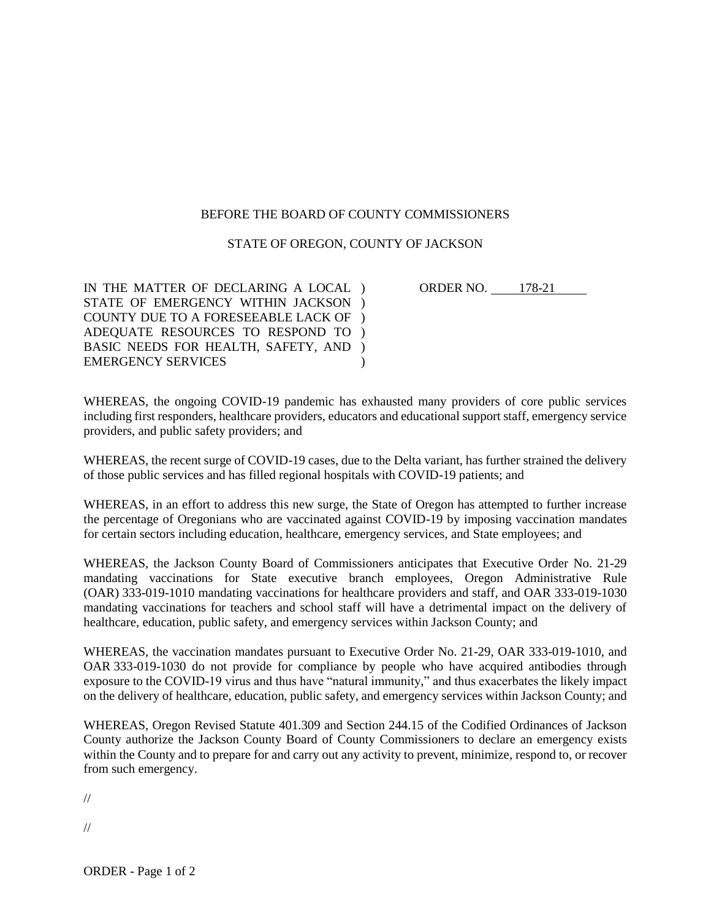BEFORE THE BOARD OF COUNTY COMMISSIONERS

STATE OF OREGON, COUNTY OF JACKSON

IN THE MATTER OF DECLARING A LOCAL STATE OF EMERGENCY WITHIN JACKSON COUNTY DUE TO A FORESEEABLE LACK OF ADEQUATE RESOURCES TO RESPOND TO BASIC NEEDS FOR HEALTH, SAFETY, AND EMERGENCY SERVICES )

ORDER NO. 178-21

WHEREAS, the ongoing COVID-19 pandemic has exhausted many providers of core public services including first responders, healthcare providers, educators and educational support staff, emergency service providers, and public safety providers; and

WHEREAS, the recent surge of COVID-19 cases, due to the Delta variant, has further strained the delivery of those public services and has filled regional hospitals with COVID-19 patients; and

WHEREAS, in an effort to address this new surge, the State of Oregon has attempted to further increase the percentage of Oregonians who are vaccinated against COVID-19 by imposing vaccination mandates for certain sectors including education, healthcare, emergency services, and State employees; and

WHEREAS, the Jackson County Board of Commissioners anticipates that Executive Order No. 21-29 mandating vaccinations for State executive branch employees, Oregon Administrative Rule (OAR) 333-019-1010 mandating vaccinations for healthcare providers and staff, and OAR 333-019-1030 mandating vaccinations for teachers and school staff will have a detrimental impact on the delivery of healthcare, education, public safety, and emergency services within Jackson County; and

WHEREAS, the vaccination mandates pursuant to Executive Order No. 21-29, OAR 333-019-1010, and OAR 333-019-1030 do not provide for compliance by people who have acquired antibodies through exposure to the COVID-19 virus and thus have "natural immunity," and thus exacerbates the likely impact on the delivery of healthcare, education, public safety, and emergency services within Jackson County; and

WHEREAS, Oregon Revised Statute 401.309 and Section 244.15 of the Codified Ordinances of Jackson County authorize the Jackson County Board of County Commissioners to declare an emergency exists within the County and to prepare for and carry out any activity to prevent, minimize, respond to, or recover from such emergency.

//

//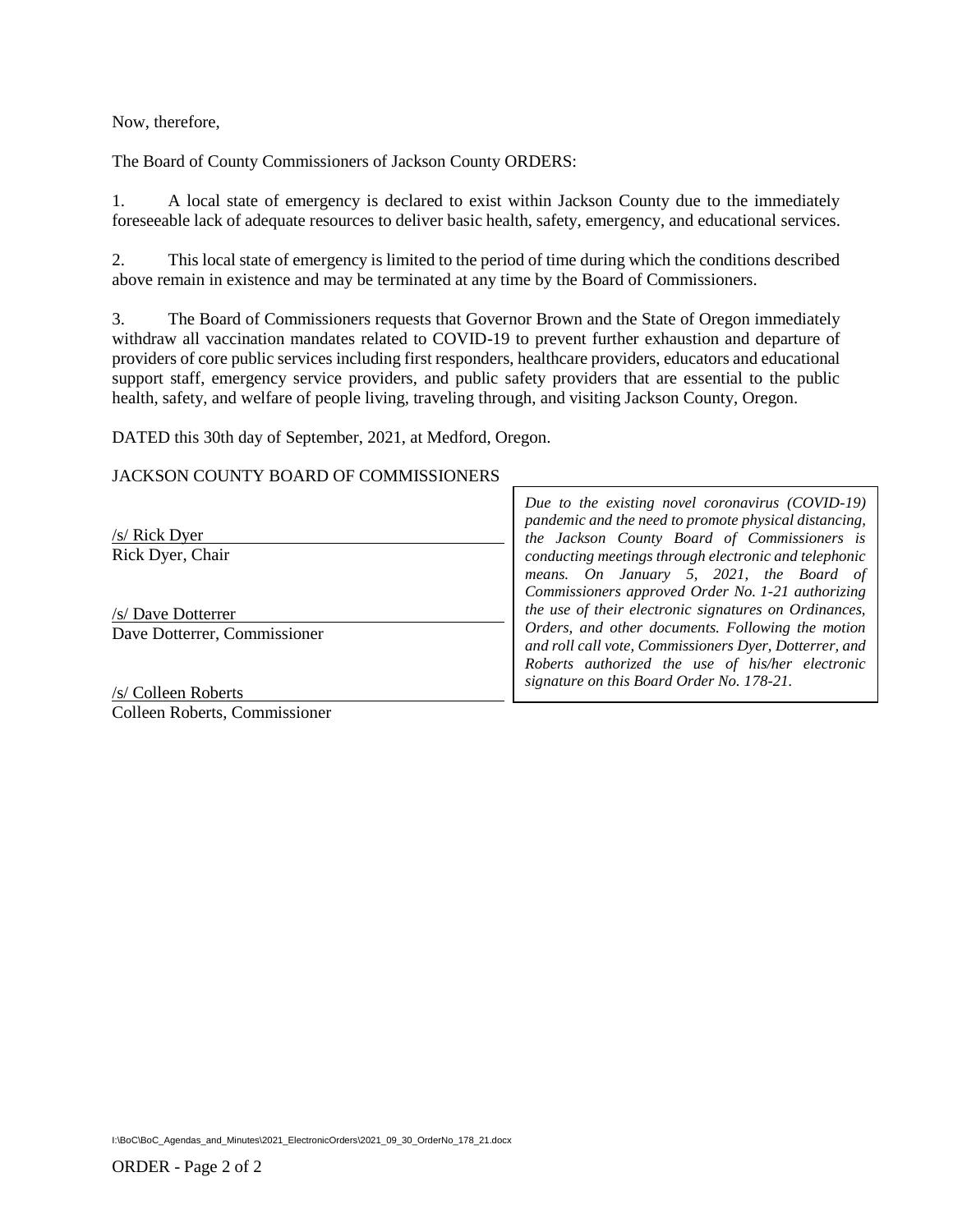Now, therefore,

The Board of County Commissioners of Jackson County ORDERS:

1. A local state of emergency is declared to exist within Jackson County due to the immediately foreseeable lack of adequate resources to deliver basic health, safety, emergency, and educational services.

2. This local state of emergency is limited to the period of time during which the conditions described above remain in existence and may be terminated at any time by the Board of Commissioners.

3. The Board of Commissioners requests that Governor Brown and the State of Oregon immediately withdraw all vaccination mandates related to COVID-19 to prevent further exhaustion and departure of providers of core public services including first responders, healthcare providers, educators and educational support staff, emergency service providers, and public safety providers that are essential to the public health, safety, and welfare of people living, traveling through, and visiting Jackson County, Oregon.

DATED this 30th day of September, 2021, at Medford, Oregon.

JACKSON COUNTY BOARD OF COMMISSIONERS

/s/ Rick Dyer
Rick Dyer, Chair

/s/ Dave Dotterrer
Dave Dotterrer, Commissioner

/s/ Colleen Roberts
Colleen Roberts, Commissioner

*Due to the existing novel coronavirus (COVID-19) pandemic and the need to promote physical distancing, the Jackson County Board of Commissioners is conducting meetings through electronic and telephonic means. On January 5, 2021, the Board of Commissioners approved Order No. 1-21 authorizing the use of their electronic signatures on Ordinances, Orders, and other documents. Following the motion and roll call vote, Commissioners Dyer, Dotterrer, and Roberts authorized the use of his/her electronic signature on this Board Order No. 178-21.*

I:\BoC\BoC_Agendas_and_Minutes\2021_ElectronicOrders\2021_09_30_OrderNo_178_21.docx